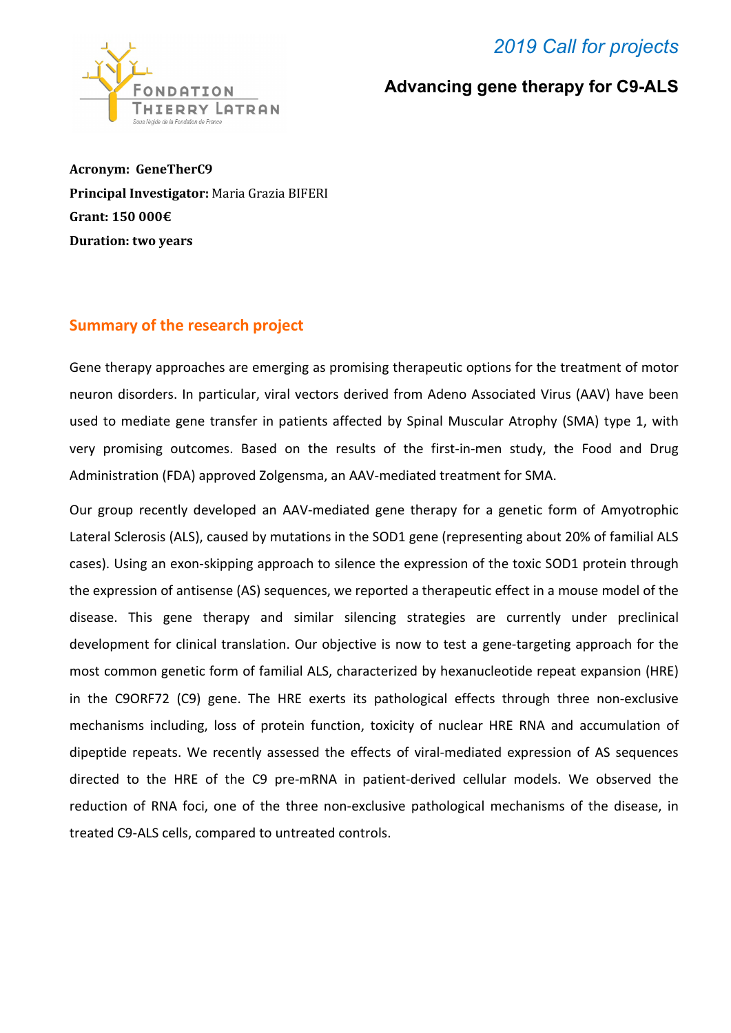*2019 Call for projects*

**Advancing gene therapy for C9-ALS**

**Acronym: GeneTherC9**
**Principal Investigator:** Maria Grazia BIFERI
**Grant: 150 000€**
**Duration: two years**

## Summary of the research project

Gene therapy approaches are emerging as promising therapeutic options for the treatment of motor neuron disorders. In particular, viral vectors derived from Adeno Associated Virus (AAV) have been used to mediate gene transfer in patients affected by Spinal Muscular Atrophy (SMA) type 1, with very promising outcomes. Based on the results of the first-in-men study, the Food and Drug Administration (FDA) approved Zolgensma, an AAV-mediated treatment for SMA.

Our group recently developed an AAV-mediated gene therapy for a genetic form of Amyotrophic Lateral Sclerosis (ALS), caused by mutations in the SOD1 gene (representing about 20% of familial ALS cases). Using an exon-skipping approach to silence the expression of the toxic SOD1 protein through the expression of antisense (AS) sequences, we reported a therapeutic effect in a mouse model of the disease. This gene therapy and similar silencing strategies are currently under preclinical development for clinical translation. Our objective is now to test a gene-targeting approach for the most common genetic form of familial ALS, characterized by hexanucleotide repeat expansion (HRE) in the C9ORF72 (C9) gene. The HRE exerts its pathological effects through three non-exclusive mechanisms including, loss of protein function, toxicity of nuclear HRE RNA and accumulation of dipeptide repeats. We recently assessed the effects of viral-mediated expression of AS sequences directed to the HRE of the C9 pre-mRNA in patient-derived cellular models. We observed the reduction of RNA foci, one of the three non-exclusive pathological mechanisms of the disease, in treated C9-ALS cells, compared to untreated controls.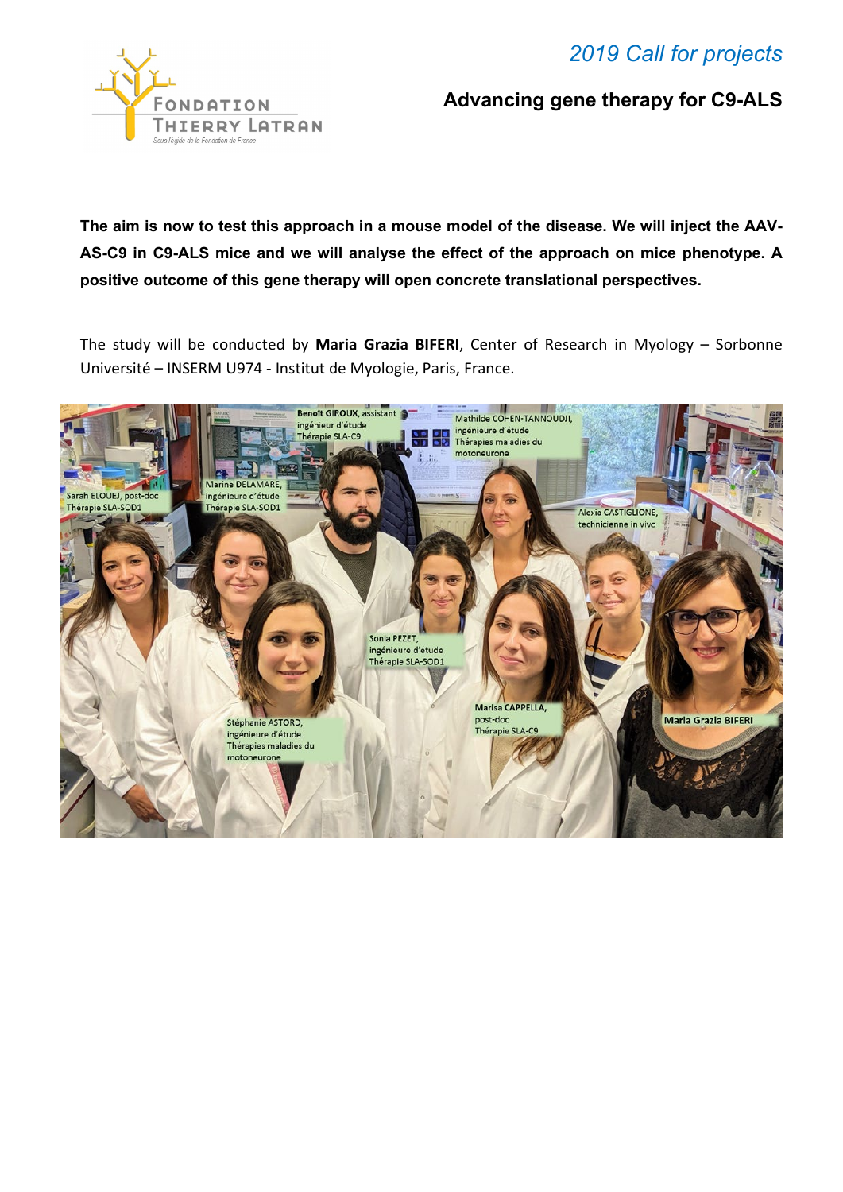*2019 Call for projects*

**Advancing gene therapy for C9-ALS**

**The aim is now to test this approach in a mouse model of the disease. We will inject the AAV-AS-C9 in C9-ALS mice and we will analyse the effect of the approach on mice phenotype. A positive outcome of this gene therapy will open concrete translational perspectives.**

The study will be conducted by **Maria Grazia BIFERI**, Center of Research in Myology – Sorbonne Université – INSERM U974 - Institut de Myologie, Paris, France.